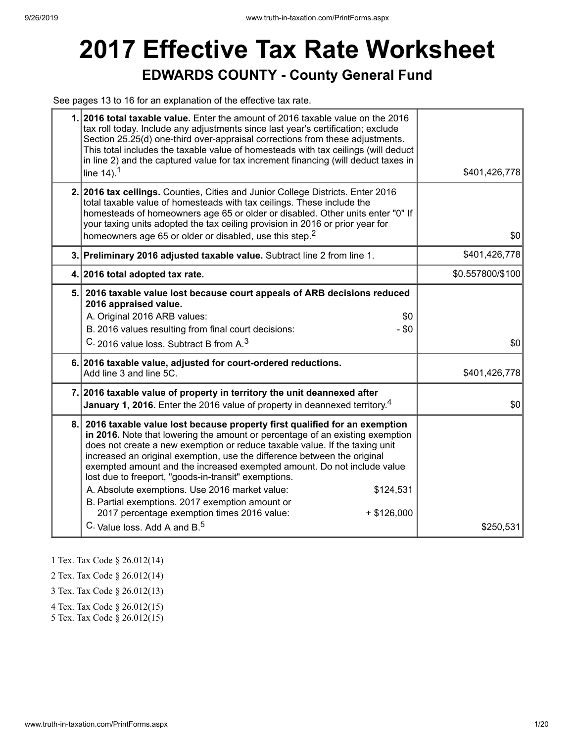# 2017 Effective Tax Rate Worksheet

## EDWARDS COUNTY - County General Fund

See pages 13 to 16 for an explanation of the effective tax rate.

| | | |
|---|---|---|
| 1. | **2016 total taxable value.** Enter the amount of 2016 taxable value on the 2016 tax roll today. Include any adjustments since last year's certification; exclude Section 25.25(d) one-third over-appraisal corrections from these adjustments. This total includes the taxable value of homesteads with tax ceilings (will deduct in line 2) and the captured value for tax increment financing (will deduct taxes in line 14).[1] | $401,426,778 |
| 2. | **2016 tax ceilings.** Counties, Cities and Junior College Districts. Enter 2016 total taxable value of homesteads with tax ceilings. These include the homesteads of homeowners age 65 or older or disabled. Other units enter "0" If your taxing units adopted the tax ceiling provision in 2016 or prior year for homeowners age 65 or older or disabled, use this step.[2] | $0 |
| 3. | **Preliminary 2016 adjusted taxable value.** Subtract line 2 from line 1. | $401,426,778 |
| 4. | **2016 total adopted tax rate.** | $0.557800/$100 |
| 5. | **2016 taxable value lost because court appeals of ARB decisions reduced 2016 appraised value.**<br>A. Original 2016 ARB values: $0<br>B. 2016 values resulting from final court decisions: - $0<br>C. 2016 value loss. Subtract B from A.[3] | $0 |
| 6. | **2016 taxable value, adjusted for court-ordered reductions.** Add line 3 and line 5C. | $401,426,778 |
| 7. | **2016 taxable value of property in territory the unit deannexed after January 1, 2016.** Enter the 2016 value of property in deannexed territory.[4] | $0 |
| 8. | **2016 taxable value lost because property first qualified for an exemption in 2016.** Note that lowering the amount or percentage of an existing exemption does not create a new exemption or reduce taxable value. If the taxing unit increased an original exemption, use the difference between the original exempted amount and the increased exempted amount. Do not include value lost due to freeport, "goods-in-transit" exemptions.<br>A. Absolute exemptions. Use 2016 market value: $124,531<br>B. Partial exemptions. 2017 exemption amount or 2017 percentage exemption times 2016 value: + $126,000<br>C. Value loss. Add A and B.[5] | $250,531 |

1 Tex. Tax Code § 26.012(14)

2 Tex. Tax Code § 26.012(14)

3 Tex. Tax Code § 26.012(13)

4 Tex. Tax Code § 26.012(15)

5 Tex. Tax Code § 26.012(15)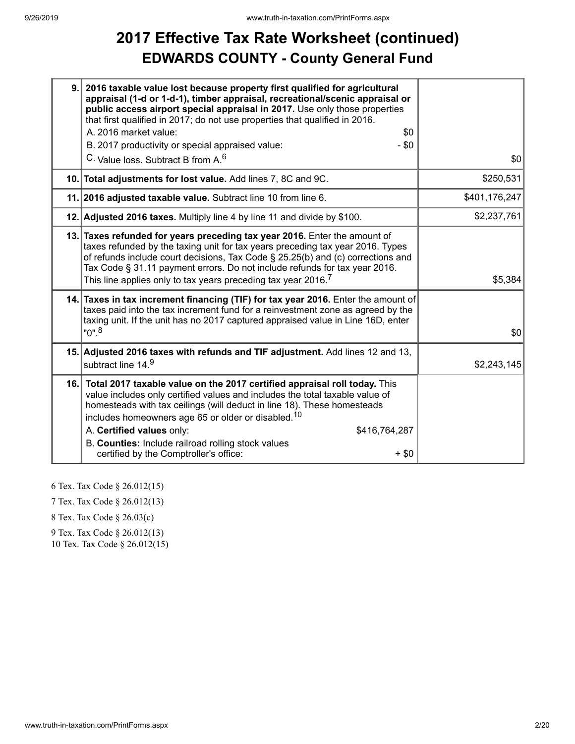# 2017 Effective Tax Rate Worksheet (continued)
## EDWARDS COUNTY - County General Fund

| | | |
|---|---|---|
| 9. | **2016 taxable value lost because property first qualified for agricultural appraisal (1-d or 1-d-1), timber appraisal, recreational/scenic appraisal or public access airport special appraisal in 2017.** Use only those properties that first qualified in 2017; do not use properties that qualified in 2016.<br>A. 2016 market value: $0<br>B. 2017 productivity or special appraised value: - $0<br>C. Value loss. Subtract B from A.[6] | $0 |
| 10. | **Total adjustments for lost value.** Add lines 7, 8C and 9C. | $250,531 |
| 11. | **2016 adjusted taxable value.** Subtract line 10 from line 6. | $401,176,247 |
| 12. | **Adjusted 2016 taxes.** Multiply line 4 by line 11 and divide by $100. | $2,237,761 |
| 13. | **Taxes refunded for years preceding tax year 2016.** Enter the amount of taxes refunded by the taxing unit for tax years preceding tax year 2016. Types of refunds include court decisions, Tax Code § 25.25(b) and (c) corrections and Tax Code § 31.11 payment errors. Do not include refunds for tax year 2016. This line applies only to tax years preceding tax year 2016.[7] | $5,384 |
| 14. | **Taxes in tax increment financing (TIF) for tax year 2016.** Enter the amount of taxes paid into the tax increment fund for a reinvestment zone as agreed by the taxing unit. If the unit has no 2017 captured appraised value in Line 16D, enter "0".[8] | $0 |
| 15. | **Adjusted 2016 taxes with refunds and TIF adjustment.** Add lines 12 and 13, subtract line 14.[9] | $2,243,145 |
| 16. | **Total 2017 taxable value on the 2017 certified appraisal roll today.** This value includes only certified values and includes the total taxable value of homesteads with tax ceilings (will deduct in line 18). These homesteads includes homeowners age 65 or older or disabled.[10]<br>A. **Certified values** only: $416,764,287<br>B. **Counties:** Include railroad rolling stock values certified by the Comptroller's office: + $0 | |

6 Tex. Tax Code § 26.012(15)

7 Tex. Tax Code § 26.012(13)

8 Tex. Tax Code § 26.03(c)

9 Tex. Tax Code § 26.012(13)

10 Tex. Tax Code § 26.012(15)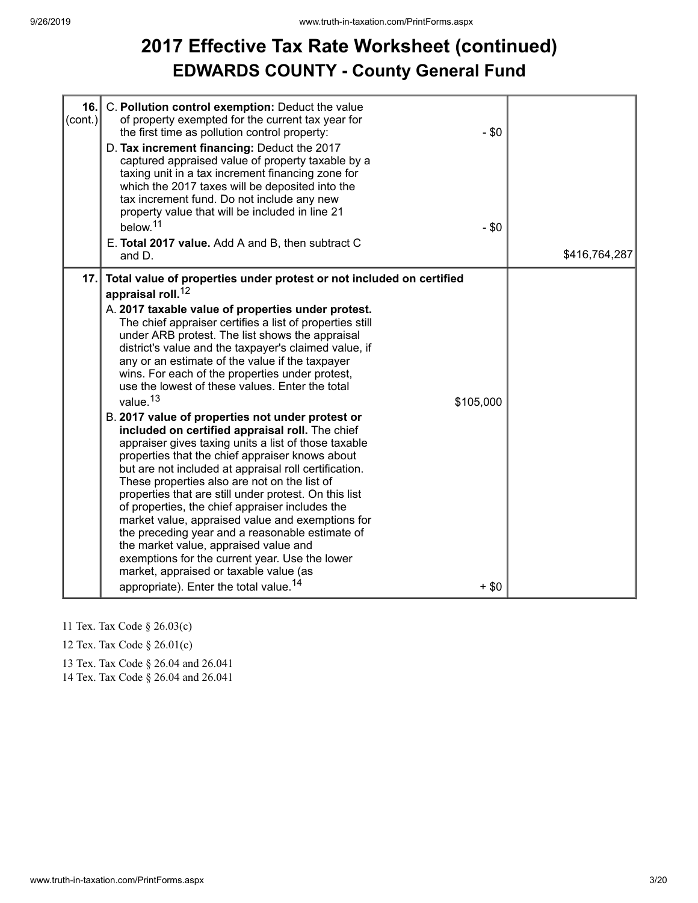# 2017 Effective Tax Rate Worksheet (continued)
## EDWARDS COUNTY - County General Fund

| Line | Description | Amount | Total |
|---|---|---|---|
| 16. (cont.) | C. **Pollution control exemption:** Deduct the value of property exempted for the current tax year for the first time as pollution control property: | - $0 | |
| | D. **Tax increment financing:** Deduct the 2017 captured appraised value of property taxable by a taxing unit in a tax increment financing zone for which the 2017 taxes will be deposited into the tax increment fund. Do not include any new property value that will be included in line 21 below.[11] | - $0 | |
| | E. **Total 2017 value.** Add A and B, then subtract C and D. | | $416,764,287 |
| 17. | **Total value of properties under protest or not included on certified appraisal roll.**[12] | | |
| | A. **2017 taxable value of properties under protest.** The chief appraiser certifies a list of properties still under ARB protest. The list shows the appraisal district's value and the taxpayer's claimed value, if any or an estimate of the value if the taxpayer wins. For each of the properties under protest, use the lowest of these values. Enter the total value.[13] | $105,000 | |
| | B. **2017 value of properties not under protest or included on certified appraisal roll.** The chief appraiser gives taxing units a list of those taxable properties that the chief appraiser knows about but are not included at appraisal roll certification. These properties also are not on the list of properties that are still under protest. On this list of properties, the chief appraiser includes the market value, appraised value and exemptions for the preceding year and a reasonable estimate of the market value, appraised value and exemptions for the current year. Use the lower market, appraised or taxable value (as appropriate). Enter the total value.[14] | + $0 | |

11 Tex. Tax Code § 26.03(c)

12 Tex. Tax Code § 26.01(c)

13 Tex. Tax Code § 26.04 and 26.041

14 Tex. Tax Code § 26.04 and 26.041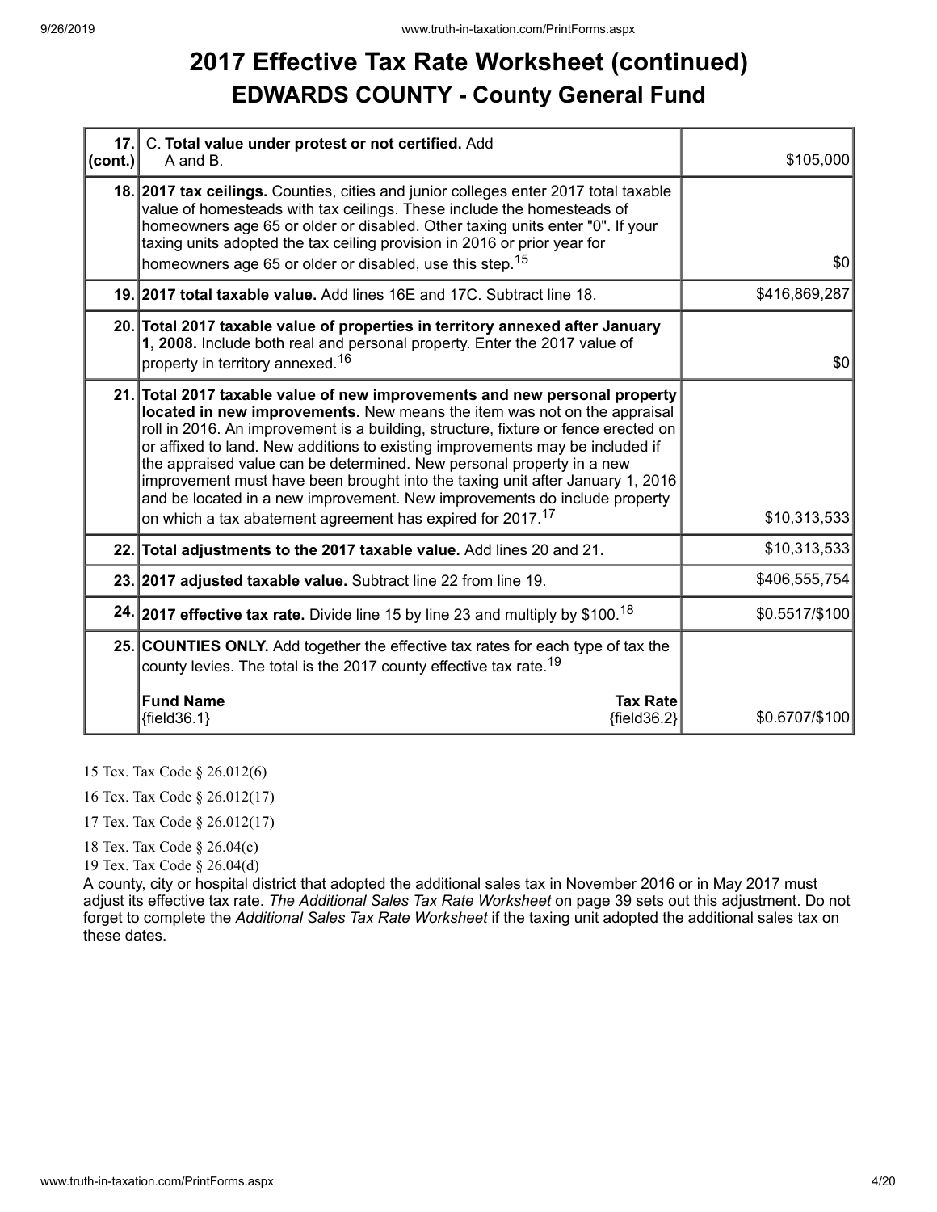#  2017 Effective Tax Rate Worksheet (continued)
## EDWARDS COUNTY - County General Fund

| | | |
|---|---|---|
| **17. (cont.)** | C. **Total value under protest or not certified.** Add A and B. | $105,000 |
| **18.** | **2017 tax ceilings.** Counties, cities and junior colleges enter 2017 total taxable value of homesteads with tax ceilings. These include the homesteads of homeowners age 65 or older or disabled. Other taxing units enter "0". If your taxing units adopted the tax ceiling provision in 2016 or prior year for homeowners age 65 or older or disabled, use this step.[15] | $0 |
| **19.** | **2017 total taxable value.** Add lines 16E and 17C. Subtract line 18. | $416,869,287 |
| **20.** | **Total 2017 taxable value of properties in territory annexed after January 1, 2008.** Include both real and personal property. Enter the 2017 value of property in territory annexed.[16] | $0 |
| **21.** | **Total 2017 taxable value of new improvements and new personal property located in new improvements.** New means the item was not on the appraisal roll in 2016. An improvement is a building, structure, fixture or fence erected on or affixed to land. New additions to existing improvements may be included if the appraised value can be determined. New personal property in a new improvement must have been brought into the taxing unit after January 1, 2016 and be located in a new improvement. New improvements do include property on which a tax abatement agreement has expired for 2017.[17] | $10,313,533 |
| **22.** | **Total adjustments to the 2017 taxable value.** Add lines 20 and 21. | $10,313,533 |
| **23.** | **2017 adjusted taxable value.** Subtract line 22 from line 19. | $406,555,754 |
| **24.** | **2017 effective tax rate.** Divide line 15 by line 23 and multiply by $100.[18] | $0.5517/$100 |
| **25.** | **COUNTIES ONLY.** Add together the effective tax rates for each type of tax the county levies. The total is the 2017 county effective tax rate.[19]<br><br>**Fund Name** {field36.1} — **Tax Rate** {field36.2} | $0.6707/$100 |

15 Tex. Tax Code § 26.012(6)

16 Tex. Tax Code § 26.012(17)

17 Tex. Tax Code § 26.012(17)

18 Tex. Tax Code § 26.04(c)

19 Tex. Tax Code § 26.04(d)

A county, city or hospital district that adopted the additional sales tax in November 2016 or in May 2017 must adjust its effective tax rate. *The Additional Sales Tax Rate Worksheet* on page 39 sets out this adjustment. Do not forget to complete the *Additional Sales Tax Rate Worksheet* if the taxing unit adopted the additional sales tax on these dates.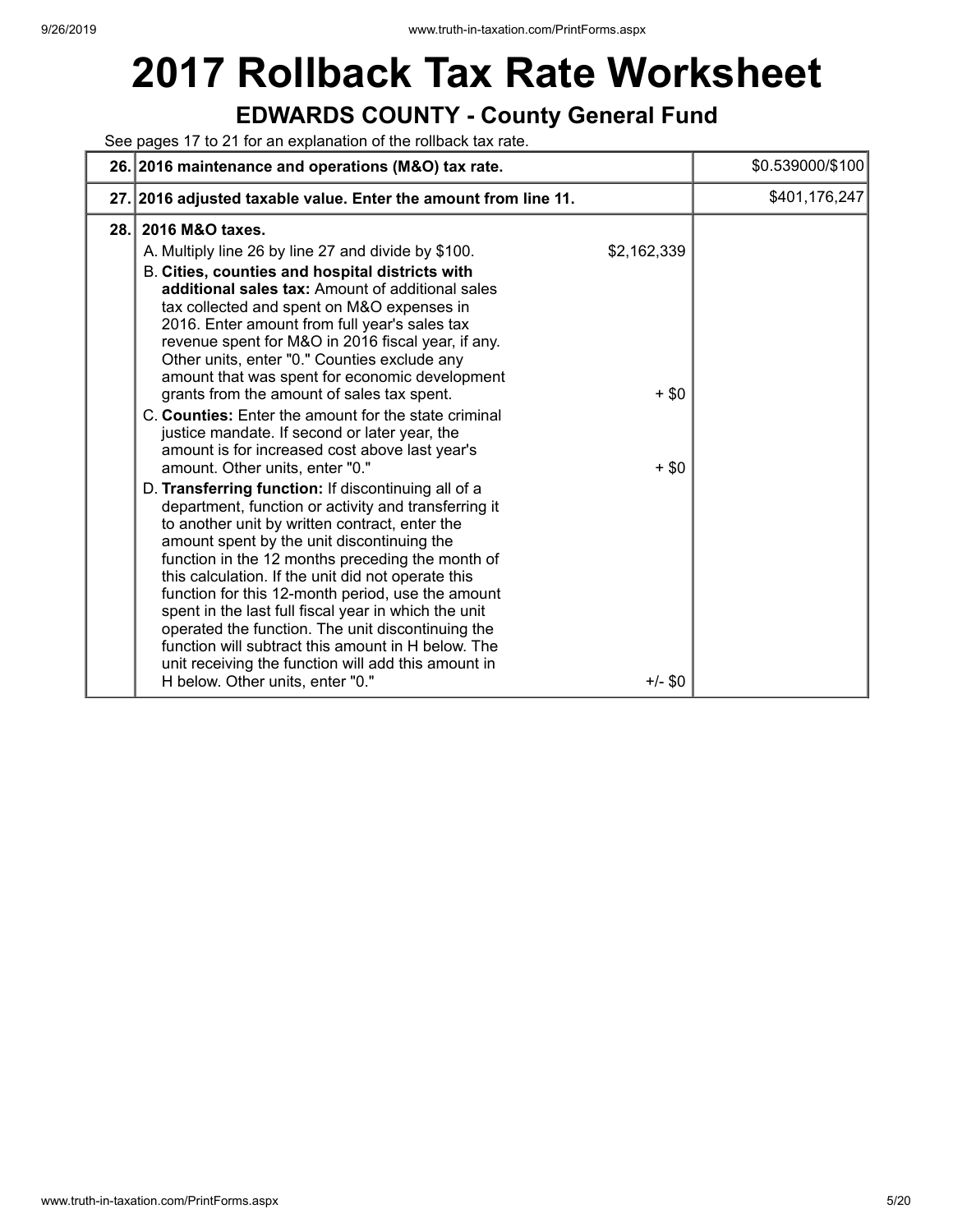# 2017 Rollback Tax Rate Worksheet

## EDWARDS COUNTY - County General Fund

See pages 17 to 21 for an explanation of the rollback tax rate.

| | | | |
|---|---|---|---|
| 26. | **2016 maintenance and operations (M&O) tax rate.** | | $0.539000/$100 |
| 27. | **2016 adjusted taxable value. Enter the amount from line 11.** | | $401,176,247 |
| 28. | **2016 M&O taxes.** | | |
| | A. Multiply line 26 by line 27 and divide by $100. | $2,162,339 | |
| | B. **Cities, counties and hospital districts with additional sales tax:** Amount of additional sales tax collected and spent on M&O expenses in 2016. Enter amount from full year's sales tax revenue spent for M&O in 2016 fiscal year, if any. Other units, enter "0." Counties exclude any amount that was spent for economic development grants from the amount of sales tax spent. | + $0 | |
| | C. **Counties:** Enter the amount for the state criminal justice mandate. If second or later year, the amount is for increased cost above last year's amount. Other units, enter "0." | + $0 | |
| | D. **Transferring function:** If discontinuing all of a department, function or activity and transferring it to another unit by written contract, enter the amount spent by the unit discontinuing the function in the 12 months preceding the month of this calculation. If the unit did not operate this function for this 12-month period, use the amount spent in the last full fiscal year in which the unit operated the function. The unit discontinuing the function will subtract this amount in H below. The unit receiving the function will add this amount in H below. Other units, enter "0." | +/- $0 | |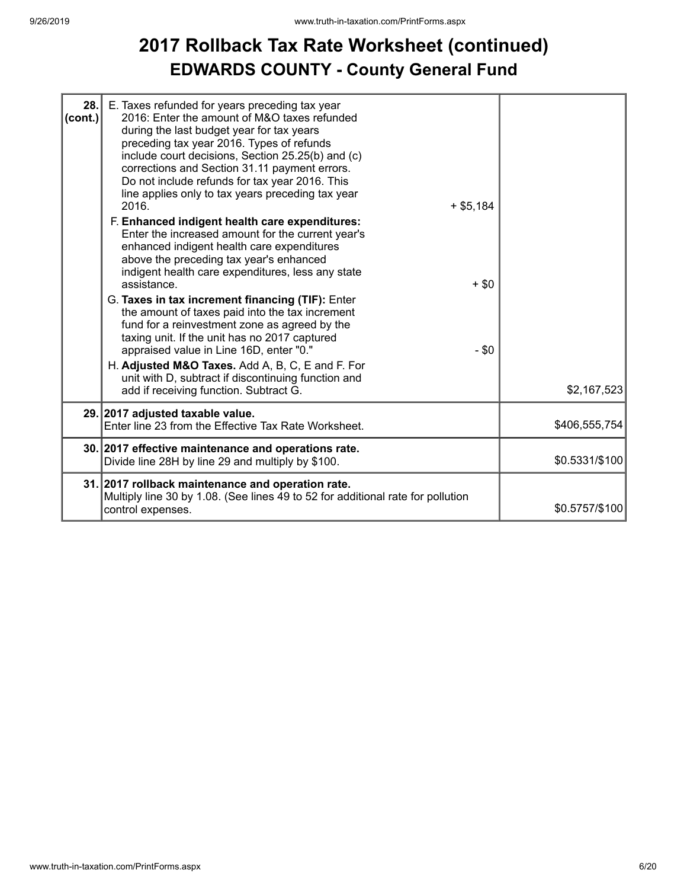# 2017 Rollback Tax Rate Worksheet (continued)

## EDWARDS COUNTY - County General Fund

| | | | |
|---|---|---|---|
| 28. (cont.) | E. Taxes refunded for years preceding tax year 2016: Enter the amount of M&O taxes refunded during the last budget year for tax years preceding tax year 2016. Types of refunds include court decisions, Section 25.25(b) and (c) corrections and Section 31.11 payment errors. Do not include refunds for tax year 2016. This line applies only to tax years preceding tax year 2016. | + $5,184 | |
| | F. **Enhanced indigent health care expenditures:** Enter the increased amount for the current year's enhanced indigent health care expenditures above the preceding tax year's enhanced indigent health care expenditures, less any state assistance. | + $0 | |
| | G. **Taxes in tax increment financing (TIF):** Enter the amount of taxes paid into the tax increment fund for a reinvestment zone as agreed by the taxing unit. If the unit has no 2017 captured appraised value in Line 16D, enter "0." | - $0 | |
| | H. **Adjusted M&O Taxes.** Add A, B, C, E and F. For unit with D, subtract if discontinuing function and add if receiving function. Subtract G. | | $2,167,523 |
| 29. | **2017 adjusted taxable value.** Enter line 23 from the Effective Tax Rate Worksheet. | | $406,555,754 |
| 30. | **2017 effective maintenance and operations rate.** Divide line 28H by line 29 and multiply by $100. | | $0.5331/$100 |
| 31. | **2017 rollback maintenance and operation rate.** Multiply line 30 by 1.08. (See lines 49 to 52 for additional rate for pollution control expenses. | | $0.5757/$100 |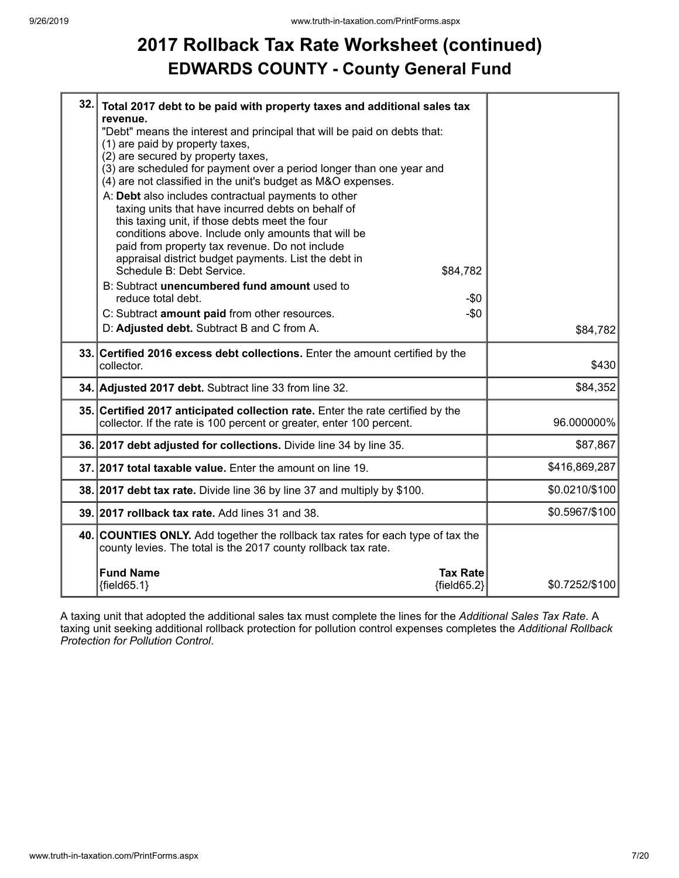# 2017 Rollback Tax Rate Worksheet (continued)

## EDWARDS COUNTY - County General Fund

| Line | Description | Amount |
|---|---|---|
| 32. | **Total 2017 debt to be paid with property taxes and additional sales tax revenue.**<br>"Debt" means the interest and principal that will be paid on debts that:<br>(1) are paid by property taxes,<br>(2) are secured by property taxes,<br>(3) are scheduled for payment over a period longer than one year and<br>(4) are not classified in the unit's budget as M&O expenses.<br>A: **Debt** also includes contractual payments to other taxing units that have incurred debts on behalf of this taxing unit, if those debts meet the four conditions above. Include only amounts that will be paid from property tax revenue. Do not include appraisal district budget payments. List the debt in Schedule B: Debt Service. $84,782<br>B: Subtract **unencumbered fund amount** used to reduce total debt. -$0<br>C: Subtract **amount paid** from other resources. -$0<br>D: **Adjusted debt.** Subtract B and C from A. | $84,782 |
| 33. | **Certified 2016 excess debt collections.** Enter the amount certified by the collector. | $430 |
| 34. | **Adjusted 2017 debt.** Subtract line 33 from line 32. | $84,352 |
| 35. | **Certified 2017 anticipated collection rate.** Enter the rate certified by the collector. If the rate is 100 percent or greater, enter 100 percent. | 96.000000% |
| 36. | **2017 debt adjusted for collections.** Divide line 34 by line 35. | $87,867 |
| 37. | **2017 total taxable value.** Enter the amount on line 19. | $416,869,287 |
| 38. | **2017 debt tax rate.** Divide line 36 by line 37 and multiply by $100. | $0.0210/$100 |
| 39. | **2017 rollback tax rate.** Add lines 31 and 38. | $0.5967/$100 |
| 40. | **COUNTIES ONLY.** Add together the rollback tax rates for each type of tax the county levies. The total is the 2017 county rollback tax rate.<br>**Fund Name** / **Tax Rate**<br>{field65.1} / {field65.2} | $0.7252/$100 |

A taxing unit that adopted the additional sales tax must complete the lines for the *Additional Sales Tax Rate*. A taxing unit seeking additional rollback protection for pollution control expenses completes the *Additional Rollback Protection for Pollution Control*.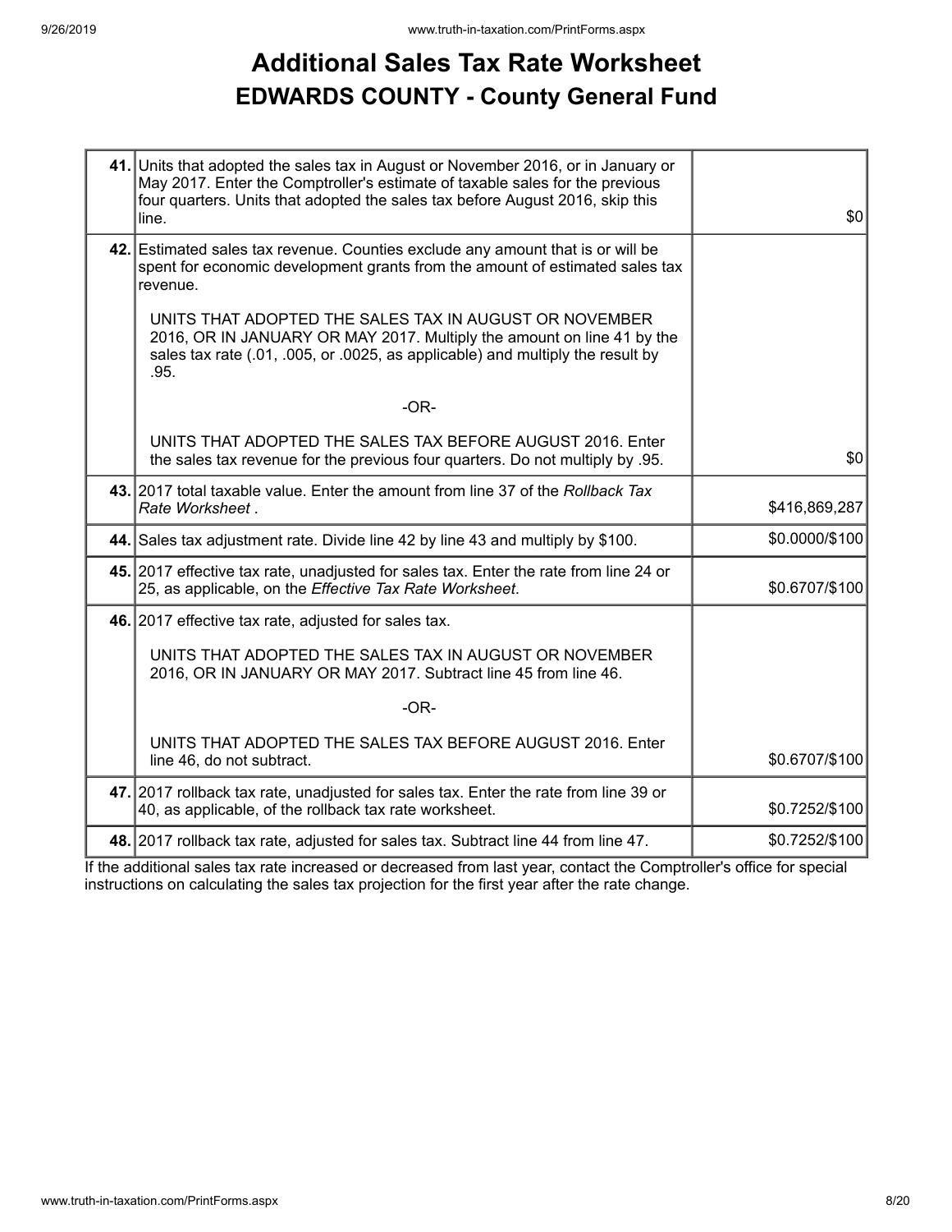# Additional Sales Tax Rate Worksheet
## EDWARDS COUNTY - County General Fund

| Line | Description | Amount |
|---|---|---|
| **41.** | Units that adopted the sales tax in August or November 2016, or in January or May 2017. Enter the Comptroller's estimate of taxable sales for the previous four quarters. Units that adopted the sales tax before August 2016, skip this line. | $0 |
| **42.** | Estimated sales tax revenue. Counties exclude any amount that is or will be spent for economic development grants from the amount of estimated sales tax revenue.<br><br>UNITS THAT ADOPTED THE SALES TAX IN AUGUST OR NOVEMBER 2016, OR IN JANUARY OR MAY 2017. Multiply the amount on line 41 by the sales tax rate (.01, .005, or .0025, as applicable) and multiply the result by .95.<br><br>-OR-<br><br>UNITS THAT ADOPTED THE SALES TAX BEFORE AUGUST 2016. Enter the sales tax revenue for the previous four quarters. Do not multiply by .95. | $0 |
| **43.** | 2017 total taxable value. Enter the amount from line 37 of the *Rollback Tax Rate Worksheet* . | $416,869,287 |
| **44.** | Sales tax adjustment rate. Divide line 42 by line 43 and multiply by $100. | $0.0000/$100 |
| **45.** | 2017 effective tax rate, unadjusted for sales tax. Enter the rate from line 24 or 25, as applicable, on the *Effective Tax Rate Worksheet*. | $0.6707/$100 |
| **46.** | 2017 effective tax rate, adjusted for sales tax.<br><br>UNITS THAT ADOPTED THE SALES TAX IN AUGUST OR NOVEMBER 2016, OR IN JANUARY OR MAY 2017. Subtract line 45 from line 46.<br><br>-OR-<br><br>UNITS THAT ADOPTED THE SALES TAX BEFORE AUGUST 2016. Enter line 46, do not subtract. | $0.6707/$100 |
| **47.** | 2017 rollback tax rate, unadjusted for sales tax. Enter the rate from line 39 or 40, as applicable, of the rollback tax rate worksheet. | $0.7252/$100 |
| **48.** | 2017 rollback tax rate, adjusted for sales tax. Subtract line 44 from line 47. | $0.7252/$100 |

If the additional sales tax rate increased or decreased from last year, contact the Comptroller's office for special instructions on calculating the sales tax projection for the first year after the rate change.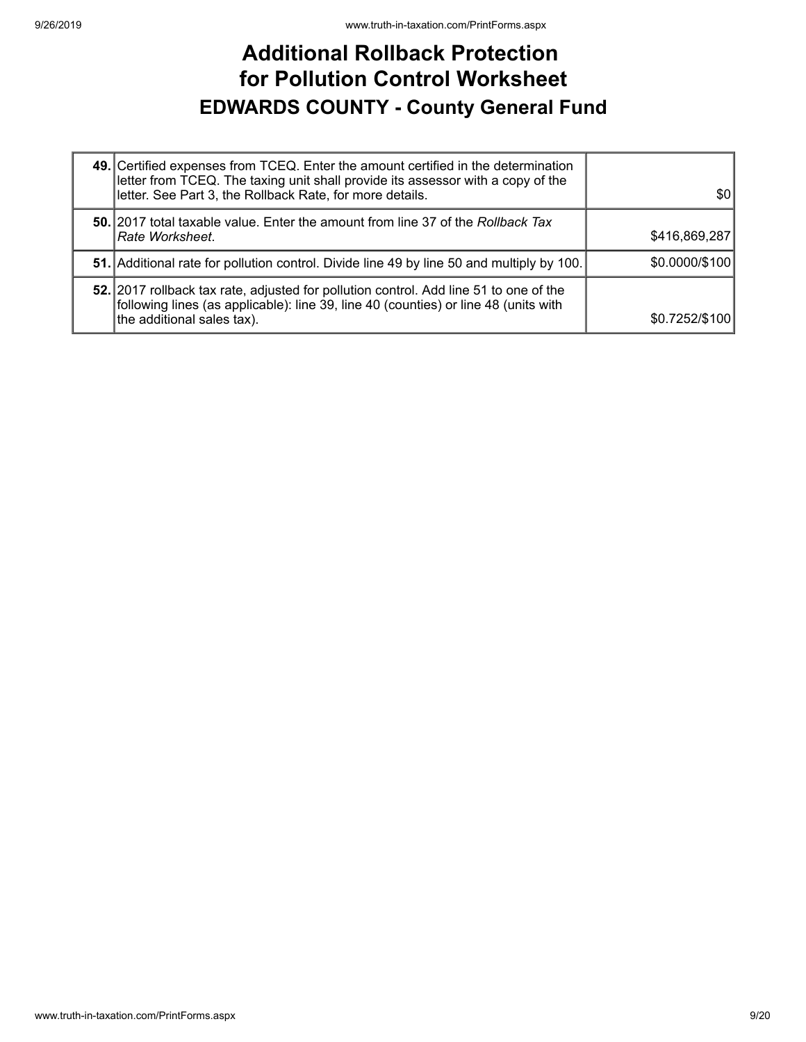# Additional Rollback Protection for Pollution Control Worksheet

## EDWARDS COUNTY - County General Fund

| | | |
|---|---|---|
| **49.** | Certified expenses from TCEQ. Enter the amount certified in the determination letter from TCEQ. The taxing unit shall provide its assessor with a copy of the letter. See Part 3, the Rollback Rate, for more details. | $0 |
| **50.** | 2017 total taxable value. Enter the amount from line 37 of the *Rollback Tax Rate Worksheet*. | $416,869,287 |
| **51.** | Additional rate for pollution control. Divide line 49 by line 50 and multiply by 100. | $0.0000/$100 |
| **52.** | 2017 rollback tax rate, adjusted for pollution control. Add line 51 to one of the following lines (as applicable): line 39, line 40 (counties) or line 48 (units with the additional sales tax). | $0.7252/$100 |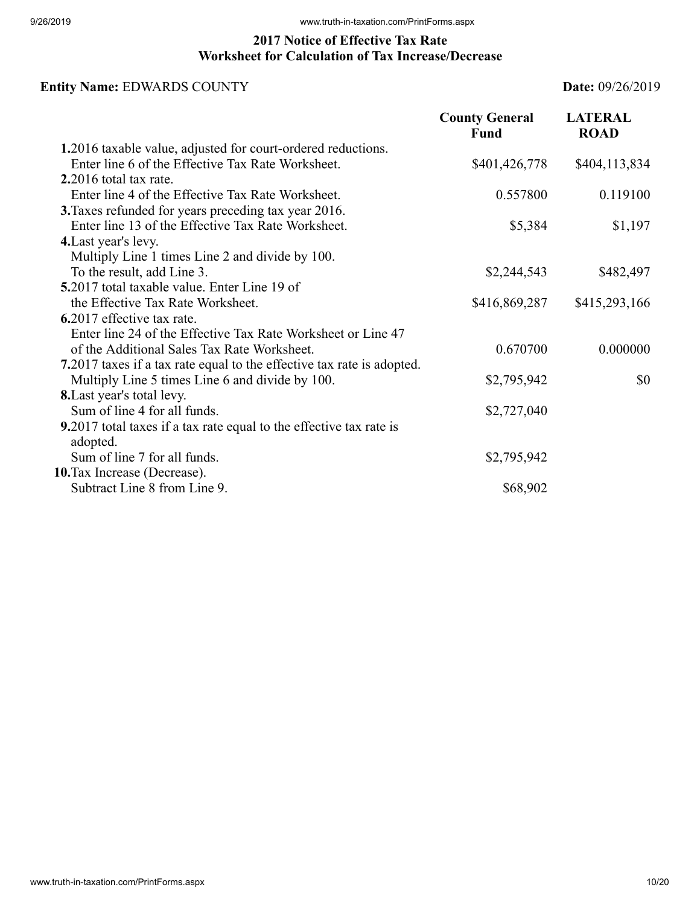## 2017 Notice of Effective Tax Rate
## Worksheet for Calculation of Tax Increase/Decrease

**Entity Name:** EDWARDS COUNTY **Date:** 09/26/2019

| | County General Fund | LATERAL ROAD |
|---|---|---|
| **1.** 2016 taxable value, adjusted for court-ordered reductions. Enter line 6 of the Effective Tax Rate Worksheet. | $401,426,778 | $404,113,834 |
| **2.** 2016 total tax rate. Enter line 4 of the Effective Tax Rate Worksheet. | 0.557800 | 0.119100 |
| **3.** Taxes refunded for years preceding tax year 2016. Enter line 13 of the Effective Tax Rate Worksheet. | $5,384 | $1,197 |
| **4.** Last year's levy. Multiply Line 1 times Line 2 and divide by 100. To the result, add Line 3. | $2,244,543 | $482,497 |
| **5.** 2017 total taxable value. Enter Line 19 of the Effective Tax Rate Worksheet. | $416,869,287 | $415,293,166 |
| **6.** 2017 effective tax rate. Enter line 24 of the Effective Tax Rate Worksheet or Line 47 of the Additional Sales Tax Rate Worksheet. | 0.670700 | 0.000000 |
| **7.** 2017 taxes if a tax rate equal to the effective tax rate is adopted. Multiply Line 5 times Line 6 and divide by 100. | $2,795,942 | $0 |
| **8.** Last year's total levy. Sum of line 4 for all funds. | $2,727,040 | |
| **9.** 2017 total taxes if a tax rate equal to the effective tax rate is adopted. Sum of line 7 for all funds. | $2,795,942 | |
| **10.** Tax Increase (Decrease). Subtract Line 8 from Line 9. | $68,902 | |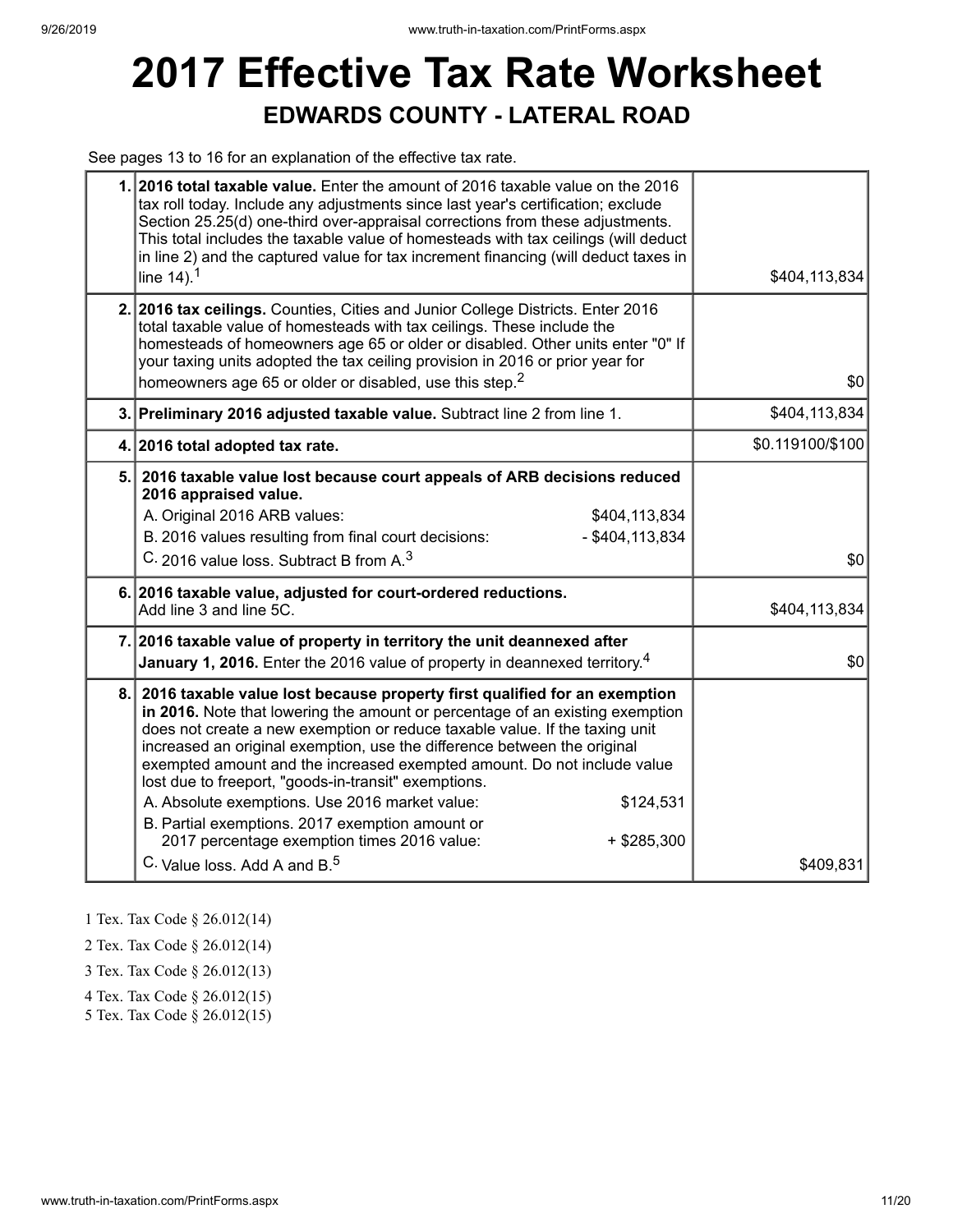# 2017 Effective Tax Rate Worksheet

## EDWARDS COUNTY - LATERAL ROAD

See pages 13 to 16 for an explanation of the effective tax rate.

| | | |
|---|---|---|
| 1. | **2016 total taxable value.** Enter the amount of 2016 taxable value on the 2016 tax roll today. Include any adjustments since last year's certification; exclude Section 25.25(d) one-third over-appraisal corrections from these adjustments. This total includes the taxable value of homesteads with tax ceilings (will deduct in line 2) and the captured value for tax increment financing (will deduct taxes in line 14).[1] | $404,113,834 |
| 2. | **2016 tax ceilings.** Counties, Cities and Junior College Districts. Enter 2016 total taxable value of homesteads with tax ceilings. These include the homesteads of homeowners age 65 or older or disabled. Other units enter "0" If your taxing units adopted the tax ceiling provision in 2016 or prior year for homeowners age 65 or older or disabled, use this step.[2] | $0 |
| 3. | **Preliminary 2016 adjusted taxable value.** Subtract line 2 from line 1. | $404,113,834 |
| 4. | **2016 total adopted tax rate.** | $0.119100/$100 |
| 5. | **2016 taxable value lost because court appeals of ARB decisions reduced 2016 appraised value.**<br>A. Original 2016 ARB values: $404,113,834<br>B. 2016 values resulting from final court decisions: - $404,113,834<br>C. 2016 value loss. Subtract B from A.[3] | $0 |
| 6. | **2016 taxable value, adjusted for court-ordered reductions.** Add line 3 and line 5C. | $404,113,834 |
| 7. | **2016 taxable value of property in territory the unit deannexed after January 1, 2016.** Enter the 2016 value of property in deannexed territory.[4] | $0 |
| 8. | **2016 taxable value lost because property first qualified for an exemption in 2016.** Note that lowering the amount or percentage of an existing exemption does not create a new exemption or reduce taxable value. If the taxing unit increased an original exemption, use the difference between the original exempted amount and the increased exempted amount. Do not include value lost due to freeport, "goods-in-transit" exemptions.<br>A. Absolute exemptions. Use 2016 market value: $124,531<br>B. Partial exemptions. 2017 exemption amount or 2017 percentage exemption times 2016 value: + $285,300<br>C. Value loss. Add A and B.[5] | $409,831 |

1 Tex. Tax Code § 26.012(14)

2 Tex. Tax Code § 26.012(14)

3 Tex. Tax Code § 26.012(13)

4 Tex. Tax Code § 26.012(15)

5 Tex. Tax Code § 26.012(15)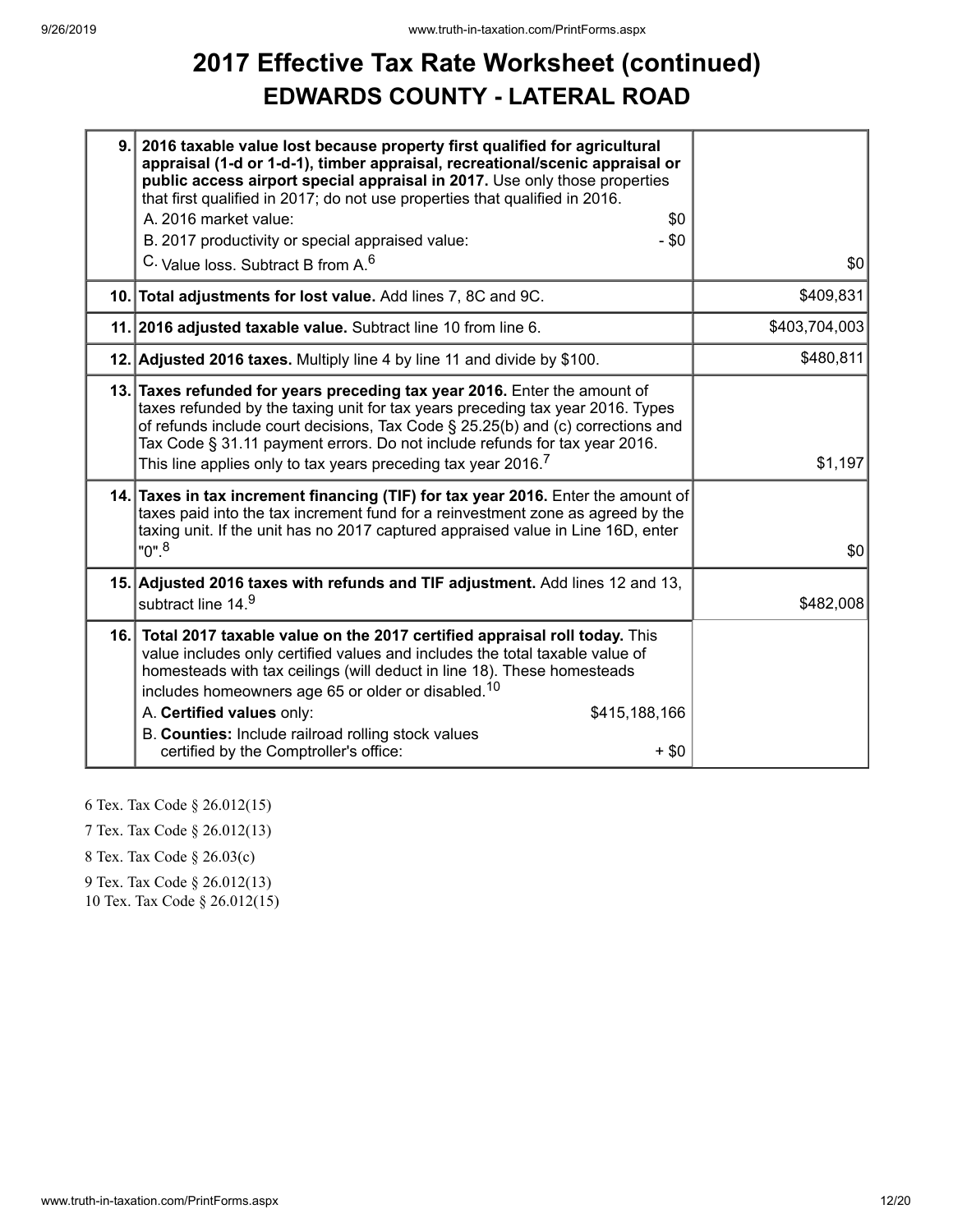# 2017 Effective Tax Rate Worksheet (continued)
## EDWARDS COUNTY - LATERAL ROAD

| | | |
|---|---|---|
| 9. | **2016 taxable value lost because property first qualified for agricultural appraisal (1-d or 1-d-1), timber appraisal, recreational/scenic appraisal or public access airport special appraisal in 2017.** Use only those properties that first qualified in 2017; do not use properties that qualified in 2016.<br>A. 2016 market value: $0<br>B. 2017 productivity or special appraised value: - $0<br>C. Value loss. Subtract B from A.[6] | $0 |
| 10. | **Total adjustments for lost value.** Add lines 7, 8C and 9C. | $409,831 |
| 11. | **2016 adjusted taxable value.** Subtract line 10 from line 6. | $403,704,003 |
| 12. | **Adjusted 2016 taxes.** Multiply line 4 by line 11 and divide by $100. | $480,811 |
| 13. | **Taxes refunded for years preceding tax year 2016.** Enter the amount of taxes refunded by the taxing unit for tax years preceding tax year 2016. Types of refunds include court decisions, Tax Code § 25.25(b) and (c) corrections and Tax Code § 31.11 payment errors. Do not include refunds for tax year 2016. This line applies only to tax years preceding tax year 2016.[7] | $1,197 |
| 14. | **Taxes in tax increment financing (TIF) for tax year 2016.** Enter the amount of taxes paid into the tax increment fund for a reinvestment zone as agreed by the taxing unit. If the unit has no 2017 captured appraised value in Line 16D, enter "0".[8] | $0 |
| 15. | **Adjusted 2016 taxes with refunds and TIF adjustment.** Add lines 12 and 13, subtract line 14.[9] | $482,008 |
| 16. | **Total 2017 taxable value on the 2017 certified appraisal roll today.** This value includes only certified values and includes the total taxable value of homesteads with tax ceilings (will deduct in line 18). These homesteads includes homeowners age 65 or older or disabled.[10]<br>A. **Certified values** only: $415,188,166<br>B. **Counties:** Include railroad rolling stock values certified by the Comptroller's office: + $0 | |

6 Tex. Tax Code § 26.012(15)

7 Tex. Tax Code § 26.012(13)

8 Tex. Tax Code § 26.03(c)

9 Tex. Tax Code § 26.012(13)

10 Tex. Tax Code § 26.012(15)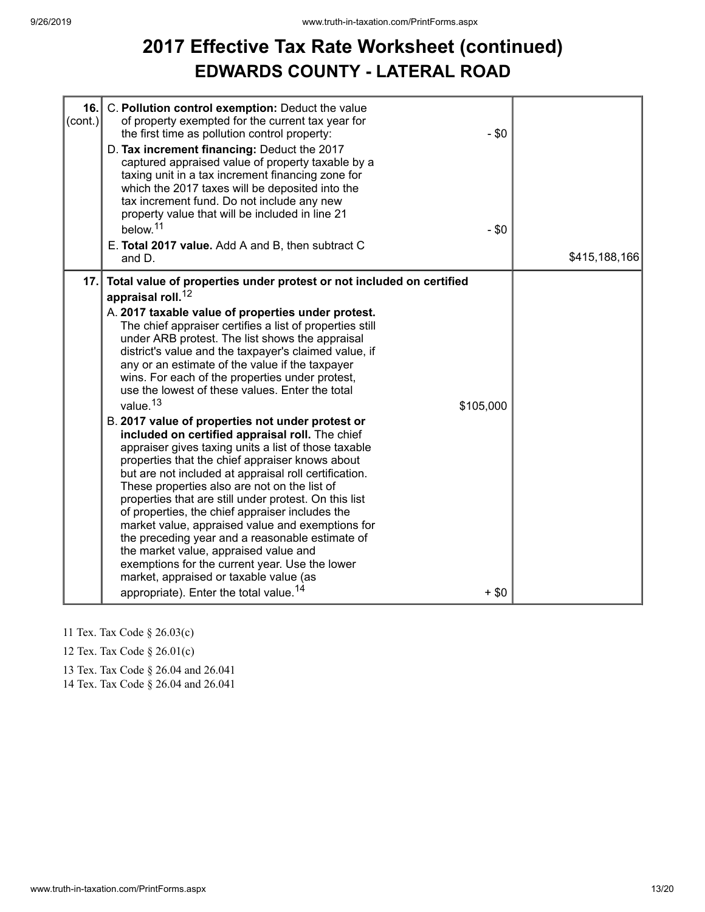# 2017 Effective Tax Rate Worksheet (continued)

## EDWARDS COUNTY - LATERAL ROAD

| Line | Description | Amount | Total |
|---|---|---|---|
| 16. (cont.) | C. **Pollution control exemption:** Deduct the value of property exempted for the current tax year for the first time as pollution control property: | - $0 | |
| | D. **Tax increment financing:** Deduct the 2017 captured appraised value of property taxable by a taxing unit in a tax increment financing zone for which the 2017 taxes will be deposited into the tax increment fund. Do not include any new property value that will be included in line 21 below.[11] | - $0 | |
| | E. **Total 2017 value.** Add A and B, then subtract C and D. | | $415,188,166 |
| 17. | **Total value of properties under protest or not included on certified appraisal roll.**[12] | | |
| | A. **2017 taxable value of properties under protest.** The chief appraiser certifies a list of properties still under ARB protest. The list shows the appraisal district's value and the taxpayer's claimed value, if any or an estimate of the value if the taxpayer wins. For each of the properties under protest, use the lowest of these values. Enter the total value.[13] | $105,000 | |
| | B. **2017 value of properties not under protest or included on certified appraisal roll.** The chief appraiser gives taxing units a list of those taxable properties that the chief appraiser knows about but are not included at appraisal roll certification. These properties also are not on the list of properties that are still under protest. On this list of properties, the chief appraiser includes the market value, appraised value and exemptions for the preceding year and a reasonable estimate of the market value, appraised value and exemptions for the current year. Use the lower market, appraised or taxable value (as appropriate). Enter the total value.[14] | + $0 | |

11 Tex. Tax Code § 26.03(c)

12 Tex. Tax Code § 26.01(c)

13 Tex. Tax Code § 26.04 and 26.041

14 Tex. Tax Code § 26.04 and 26.041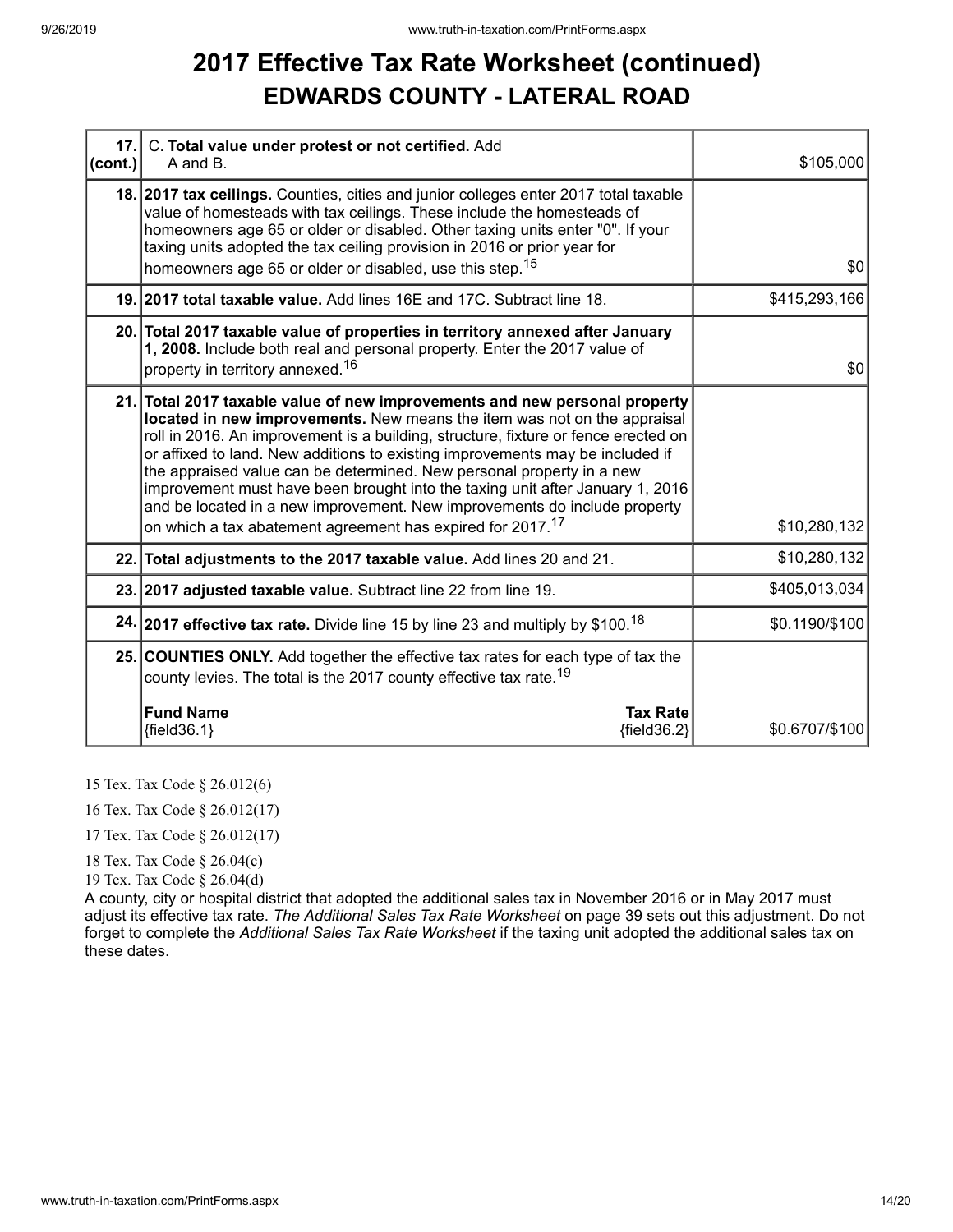# 2017 Effective Tax Rate Worksheet (continued)

## EDWARDS COUNTY - LATERAL ROAD

| Line | Description | Value |
|---|---|---|
| 17. (cont.) | C. **Total value under protest or not certified.** Add A and B. | $105,000 |
| 18. | **2017 tax ceilings.** Counties, cities and junior colleges enter 2017 total taxable value of homesteads with tax ceilings. These include the homesteads of homeowners age 65 or older or disabled. Other taxing units enter "0". If your taxing units adopted the tax ceiling provision in 2016 or prior year for homeowners age 65 or older or disabled, use this step.[15] | $0 |
| 19. | **2017 total taxable value.** Add lines 16E and 17C. Subtract line 18. | $415,293,166 |
| 20. | **Total 2017 taxable value of properties in territory annexed after January 1, 2008.** Include both real and personal property. Enter the 2017 value of property in territory annexed.[16] | $0 |
| 21. | **Total 2017 taxable value of new improvements and new personal property located in new improvements.** New means the item was not on the appraisal roll in 2016. An improvement is a building, structure, fixture or fence erected on or affixed to land. New additions to existing improvements may be included if the appraised value can be determined. New personal property in a new improvement must have been brought into the taxing unit after January 1, 2016 and be located in a new improvement. New improvements do include property on which a tax abatement agreement has expired for 2017.[17] | $10,280,132 |
| 22. | **Total adjustments to the 2017 taxable value.** Add lines 20 and 21. | $10,280,132 |
| 23. | **2017 adjusted taxable value.** Subtract line 22 from line 19. | $405,013,034 |
| 24. | **2017 effective tax rate.** Divide line 15 by line 23 and multiply by $100.[18] | $0.1190/$100 |
| 25. | **COUNTIES ONLY.** Add together the effective tax rates for each type of tax the county levies. The total is the 2017 county effective tax rate.[19]<br><br>**Fund Name** {field36.1} **Tax Rate** {field36.2} | $0.6707/$100 |

15 Tex. Tax Code § 26.012(6)

16 Tex. Tax Code § 26.012(17)

17 Tex. Tax Code § 26.012(17)

18 Tex. Tax Code § 26.04(c)

19 Tex. Tax Code § 26.04(d)

A county, city or hospital district that adopted the additional sales tax in November 2016 or in May 2017 must adjust its effective tax rate. *The Additional Sales Tax Rate Worksheet* on page 39 sets out this adjustment. Do not forget to complete the *Additional Sales Tax Rate Worksheet* if the taxing unit adopted the additional sales tax on these dates.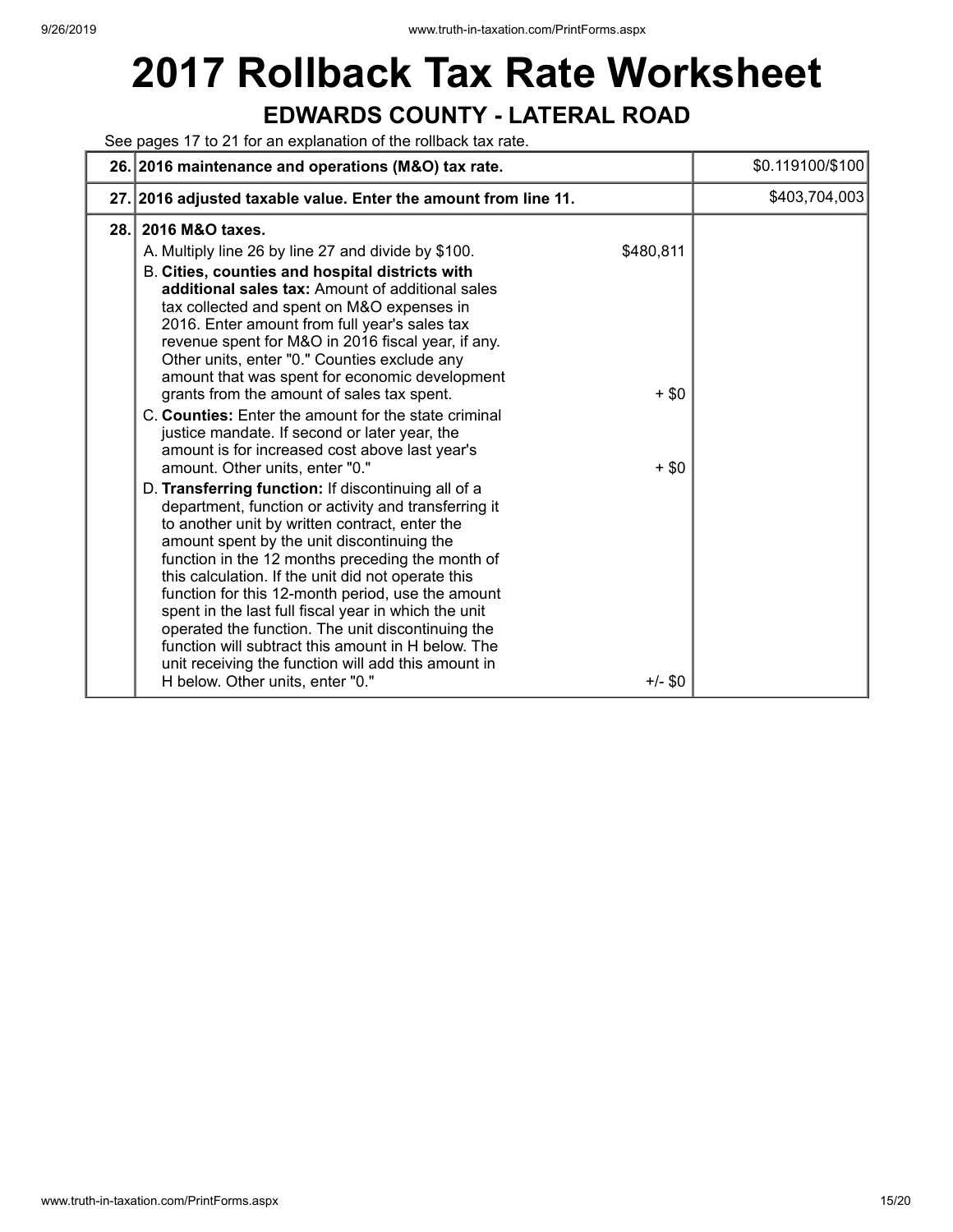# 2017 Rollback Tax Rate Worksheet

## EDWARDS COUNTY - LATERAL ROAD

See pages 17 to 21 for an explanation of the rollback tax rate.

| | | | |
|---|---|---|---|
| 26. | **2016 maintenance and operations (M&O) tax rate.** | | $0.119100/$100 |
| 27. | **2016 adjusted taxable value. Enter the amount from line 11.** | | $403,704,003 |
| 28. | **2016 M&O taxes.** | | |
| | A. Multiply line 26 by line 27 and divide by $100. | $480,811 | |
| | B. **Cities, counties and hospital districts with additional sales tax:** Amount of additional sales tax collected and spent on M&O expenses in 2016. Enter amount from full year's sales tax revenue spent for M&O in 2016 fiscal year, if any. Other units, enter "0." Counties exclude any amount that was spent for economic development grants from the amount of sales tax spent. | + $0 | |
| | C. **Counties:** Enter the amount for the state criminal justice mandate. If second or later year, the amount is for increased cost above last year's amount. Other units, enter "0." | + $0 | |
| | D. **Transferring function:** If discontinuing all of a department, function or activity and transferring it to another unit by written contract, enter the amount spent by the unit discontinuing the function in the 12 months preceding the month of this calculation. If the unit did not operate this function for this 12-month period, use the amount spent in the last full fiscal year in which the unit operated the function. The unit discontinuing the function will subtract this amount in H below. The unit receiving the function will add this amount in H below. Other units, enter "0." | +/- $0 | |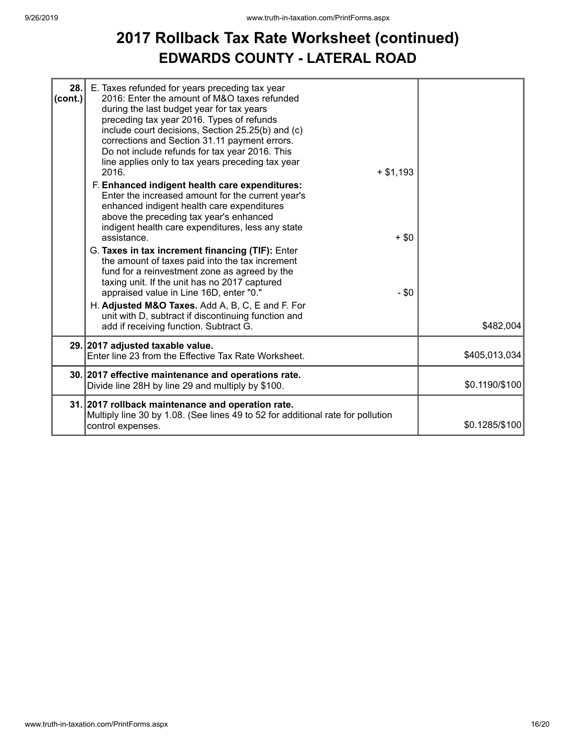# 2017 Rollback Tax Rate Worksheet (continued)

## EDWARDS COUNTY - LATERAL ROAD

| Line | Description | | Amount |
|---|---|---|---|
| 28. (cont.) | E. Taxes refunded for years preceding tax year 2016: Enter the amount of M&O taxes refunded during the last budget year for tax years preceding tax year 2016. Types of refunds include court decisions, Section 25.25(b) and (c) corrections and Section 31.11 payment errors. Do not include refunds for tax year 2016. This line applies only to tax years preceding tax year 2016. | + $1,193 | |
| | F. **Enhanced indigent health care expenditures:** Enter the increased amount for the current year's enhanced indigent health care expenditures above the preceding tax year's enhanced indigent health care expenditures, less any state assistance. | + $0 | |
| | G. **Taxes in tax increment financing (TIF):** Enter the amount of taxes paid into the tax increment fund for a reinvestment zone as agreed by the taxing unit. If the unit has no 2017 captured appraised value in Line 16D, enter "0." | - $0 | |
| | H. **Adjusted M&O Taxes.** Add A, B, C, E and F. For unit with D, subtract if discontinuing function and add if receiving function. Subtract G. | | $482,004 |
| 29. | **2017 adjusted taxable value.** Enter line 23 from the Effective Tax Rate Worksheet. | | $405,013,034 |
| 30. | **2017 effective maintenance and operations rate.** Divide line 28H by line 29 and multiply by $100. | | $0.1190/$100 |
| 31. | **2017 rollback maintenance and operation rate.** Multiply line 30 by 1.08. (See lines 49 to 52 for additional rate for pollution control expenses. | | $0.1285/$100 |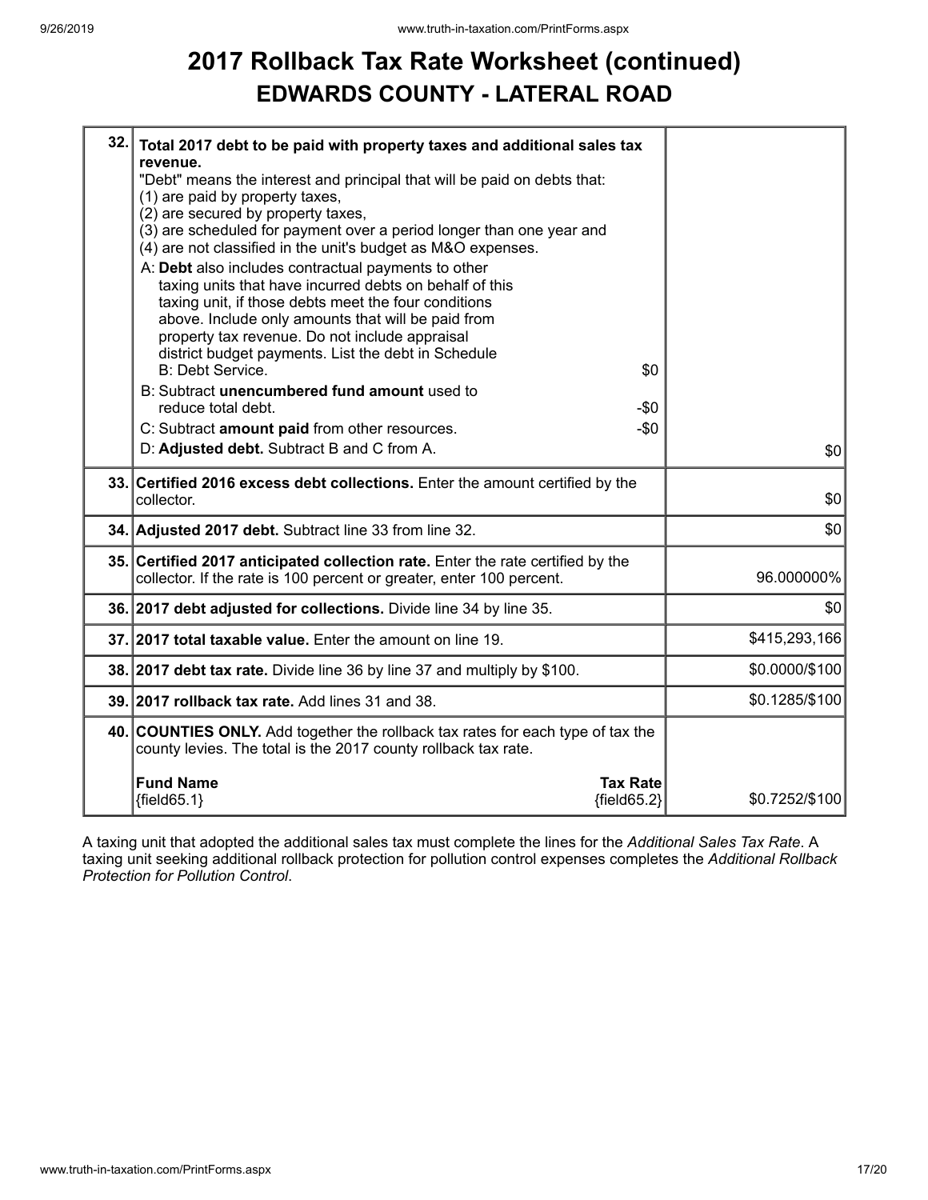# 2017 Rollback Tax Rate Worksheet (continued)

## EDWARDS COUNTY - LATERAL ROAD

| Line | Description | Amount |
|---|---|---|
| 32. | **Total 2017 debt to be paid with property taxes and additional sales tax revenue.**<br>"Debt" means the interest and principal that will be paid on debts that:<br>(1) are paid by property taxes,<br>(2) are secured by property taxes,<br>(3) are scheduled for payment over a period longer than one year and<br>(4) are not classified in the unit's budget as M&O expenses.<br>A: **Debt** also includes contractual payments to other taxing units that have incurred debts on behalf of this taxing unit, if those debts meet the four conditions above. Include only amounts that will be paid from property tax revenue. Do not include appraisal district budget payments. List the debt in Schedule B: Debt Service. $0<br>B: Subtract **unencumbered fund amount** used to reduce total debt. -$0<br>C: Subtract **amount paid** from other resources. -$0<br>D: **Adjusted debt.** Subtract B and C from A. | $0 |
| 33. | **Certified 2016 excess debt collections.** Enter the amount certified by the collector. | $0 |
| 34. | **Adjusted 2017 debt.** Subtract line 33 from line 32. | $0 |
| 35. | **Certified 2017 anticipated collection rate.** Enter the rate certified by the collector. If the rate is 100 percent or greater, enter 100 percent. | 96.000000% |
| 36. | **2017 debt adjusted for collections.** Divide line 34 by line 35. | $0 |
| 37. | **2017 total taxable value.** Enter the amount on line 19. | $415,293,166 |
| 38. | **2017 debt tax rate.** Divide line 36 by line 37 and multiply by $100. | $0.0000/$100 |
| 39. | **2017 rollback tax rate.** Add lines 31 and 38. | $0.1285/$100 |
| 40. | **COUNTIES ONLY.** Add together the rollback tax rates for each type of tax the county levies. The total is the 2017 county rollback tax rate.<br>**Fund Name** **Tax Rate**<br>{field65.1} {field65.2} | $0.7252/$100 |

A taxing unit that adopted the additional sales tax must complete the lines for the *Additional Sales Tax Rate*. A taxing unit seeking additional rollback protection for pollution control expenses completes the *Additional Rollback Protection for Pollution Control*.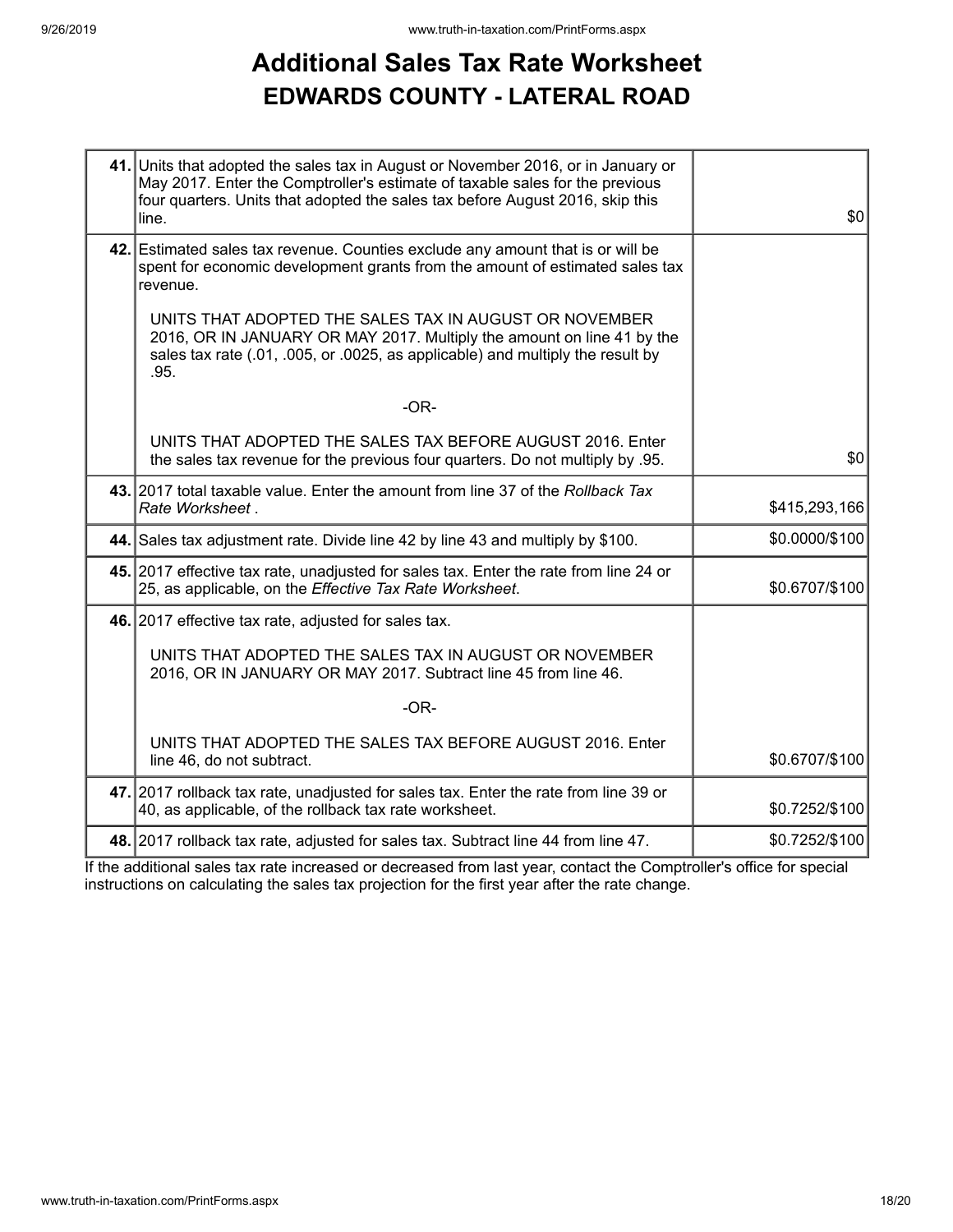# Additional Sales Tax Rate Worksheet

## EDWARDS COUNTY - LATERAL ROAD

| Line | Description | Amount |
|---|---|---|
| **41.** | Units that adopted the sales tax in August or November 2016, or in January or May 2017. Enter the Comptroller's estimate of taxable sales for the previous four quarters. Units that adopted the sales tax before August 2016, skip this line. | $0 |
| **42.** | Estimated sales tax revenue. Counties exclude any amount that is or will be spent for economic development grants from the amount of estimated sales tax revenue.<br><br>UNITS THAT ADOPTED THE SALES TAX IN AUGUST OR NOVEMBER 2016, OR IN JANUARY OR MAY 2017. Multiply the amount on line 41 by the sales tax rate (.01, .005, or .0025, as applicable) and multiply the result by .95.<br><br>-OR-<br><br>UNITS THAT ADOPTED THE SALES TAX BEFORE AUGUST 2016. Enter the sales tax revenue for the previous four quarters. Do not multiply by .95. | $0 |
| **43.** | 2017 total taxable value. Enter the amount from line 37 of the *Rollback Tax Rate Worksheet* . | $415,293,166 |
| **44.** | Sales tax adjustment rate. Divide line 42 by line 43 and multiply by $100. | $0.0000/$100 |
| **45.** | 2017 effective tax rate, unadjusted for sales tax. Enter the rate from line 24 or 25, as applicable, on the *Effective Tax Rate Worksheet*. | $0.6707/$100 |
| **46.** | 2017 effective tax rate, adjusted for sales tax.<br><br>UNITS THAT ADOPTED THE SALES TAX IN AUGUST OR NOVEMBER 2016, OR IN JANUARY OR MAY 2017. Subtract line 45 from line 46.<br><br>-OR-<br><br>UNITS THAT ADOPTED THE SALES TAX BEFORE AUGUST 2016. Enter line 46, do not subtract. | $0.6707/$100 |
| **47.** | 2017 rollback tax rate, unadjusted for sales tax. Enter the rate from line 39 or 40, as applicable, of the rollback tax rate worksheet. | $0.7252/$100 |
| **48.** | 2017 rollback tax rate, adjusted for sales tax. Subtract line 44 from line 47. | $0.7252/$100 |

If the additional sales tax rate increased or decreased from last year, contact the Comptroller's office for special instructions on calculating the sales tax projection for the first year after the rate change.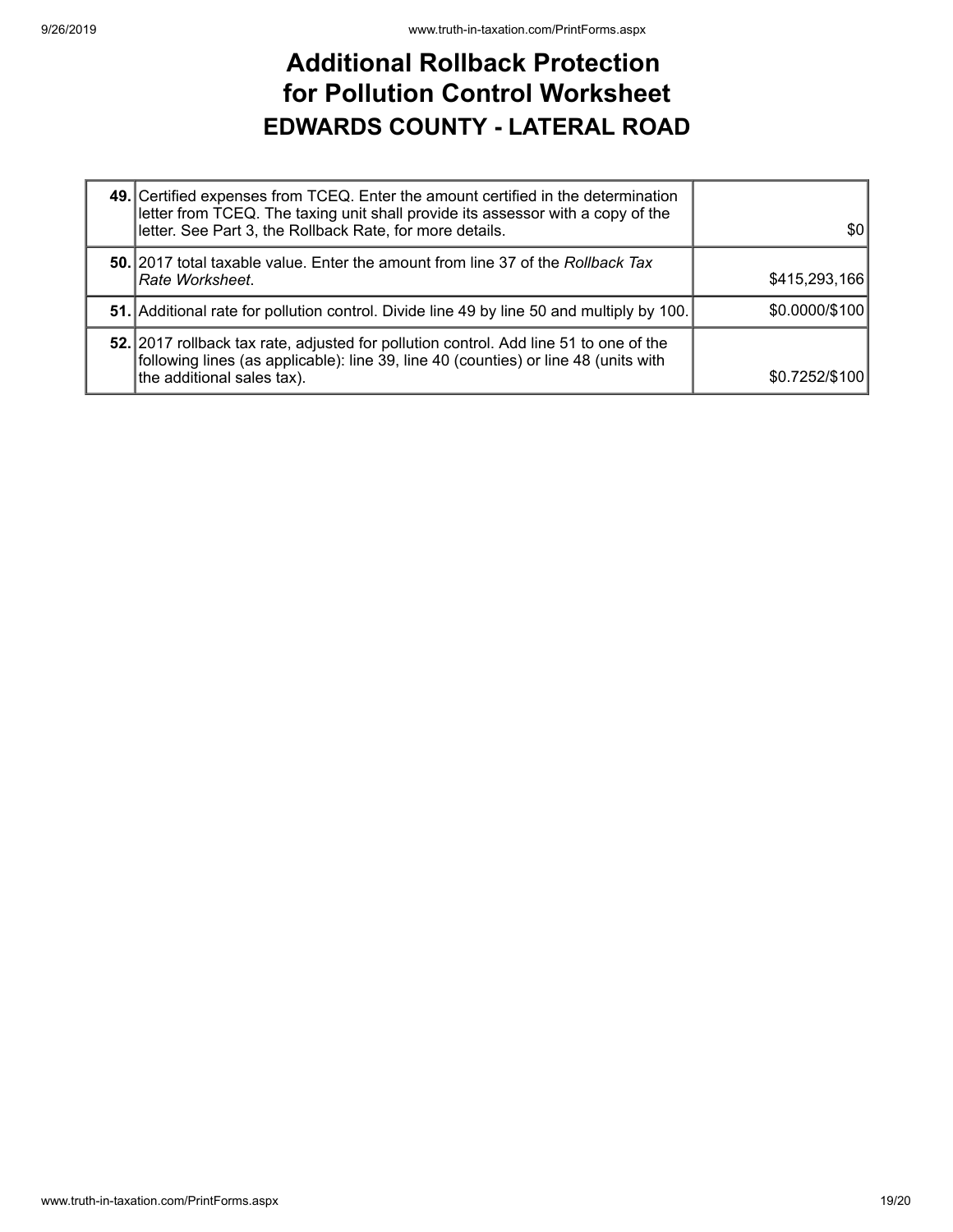# Additional Rollback Protection for Pollution Control Worksheet

## EDWARDS COUNTY - LATERAL ROAD

| | | |
|---|---|---|
| **49.** | Certified expenses from TCEQ. Enter the amount certified in the determination letter from TCEQ. The taxing unit shall provide its assessor with a copy of the letter. See Part 3, the Rollback Rate, for more details. | $0 |
| **50.** | 2017 total taxable value. Enter the amount from line 37 of the *Rollback Tax Rate Worksheet*. | $415,293,166 |
| **51.** | Additional rate for pollution control. Divide line 49 by line 50 and multiply by 100. | $0.0000/$100 |
| **52.** | 2017 rollback tax rate, adjusted for pollution control. Add line 51 to one of the following lines (as applicable): line 39, line 40 (counties) or line 48 (units with the additional sales tax). | $0.7252/$100 |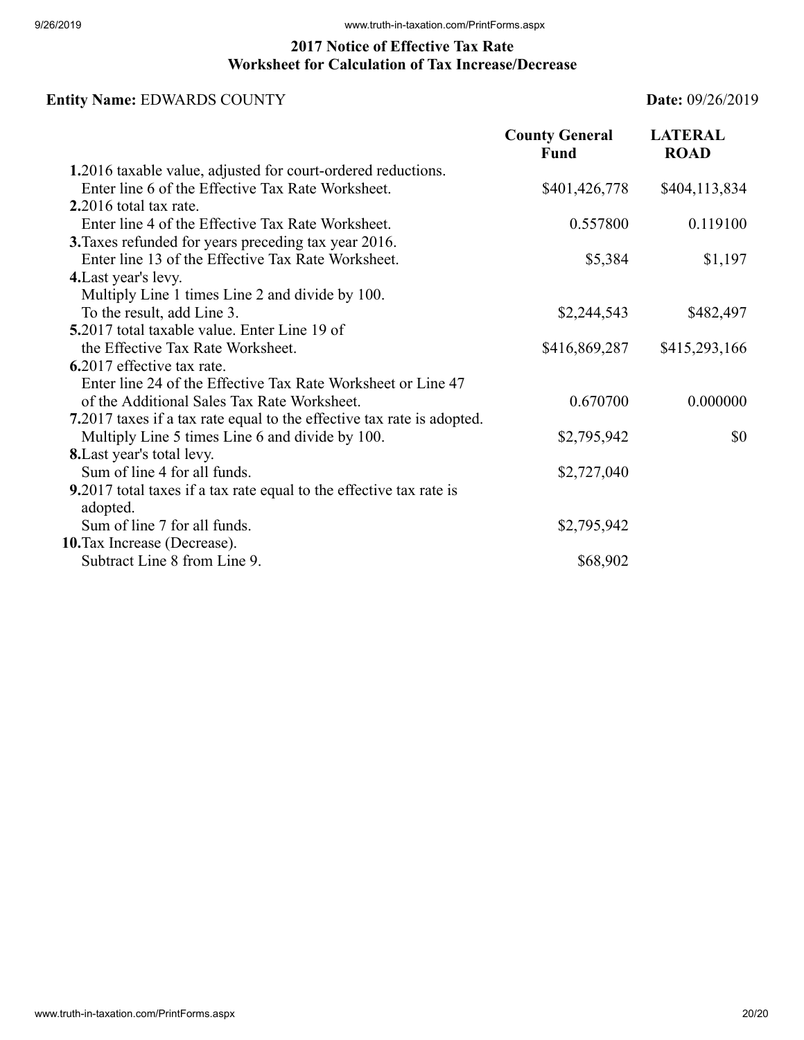## 2017 Notice of Effective Tax Rate
## Worksheet for Calculation of Tax Increase/Decrease

**Entity Name:** EDWARDS COUNTY **Date:** 09/26/2019

| | County General Fund | LATERAL ROAD |
|---|---|---|
| **1.** 2016 taxable value, adjusted for court-ordered reductions. Enter line 6 of the Effective Tax Rate Worksheet. | $401,426,778 | $404,113,834 |
| **2.** 2016 total tax rate. Enter line 4 of the Effective Tax Rate Worksheet. | 0.557800 | 0.119100 |
| **3.** Taxes refunded for years preceding tax year 2016. Enter line 13 of the Effective Tax Rate Worksheet. | $5,384 | $1,197 |
| **4.** Last year's levy. Multiply Line 1 times Line 2 and divide by 100. To the result, add Line 3. | $2,244,543 | $482,497 |
| **5.** 2017 total taxable value. Enter Line 19 of the Effective Tax Rate Worksheet. | $416,869,287 | $415,293,166 |
| **6.** 2017 effective tax rate. Enter line 24 of the Effective Tax Rate Worksheet or Line 47 of the Additional Sales Tax Rate Worksheet. | 0.670700 | 0.000000 |
| **7.** 2017 taxes if a tax rate equal to the effective tax rate is adopted. Multiply Line 5 times Line 6 and divide by 100. | $2,795,942 | $0 |
| **8.** Last year's total levy. Sum of line 4 for all funds. | $2,727,040 | |
| **9.** 2017 total taxes if a tax rate equal to the effective tax rate is adopted. Sum of line 7 for all funds. | $2,795,942 | |
| **10.** Tax Increase (Decrease). Subtract Line 8 from Line 9. | $68,902 | |